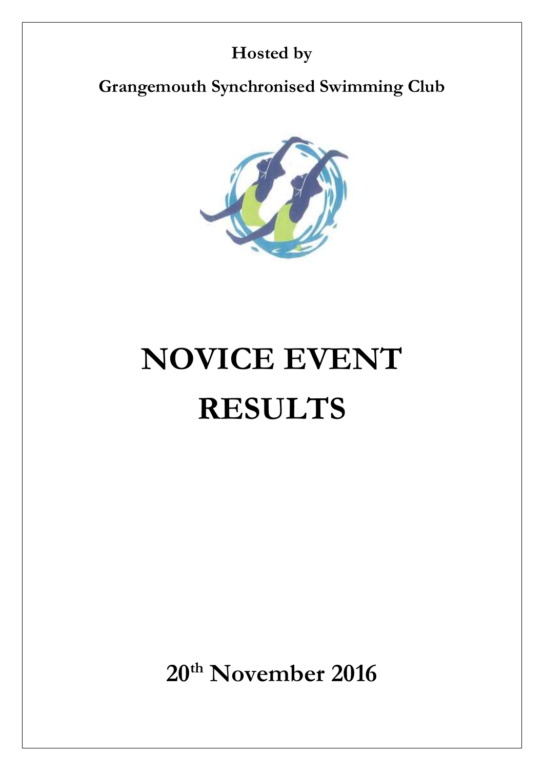**Hosted by**

**Grangemouth Synchronised Swimming Club**

# NOVICE EVENT RESULTS

**20th November 2016**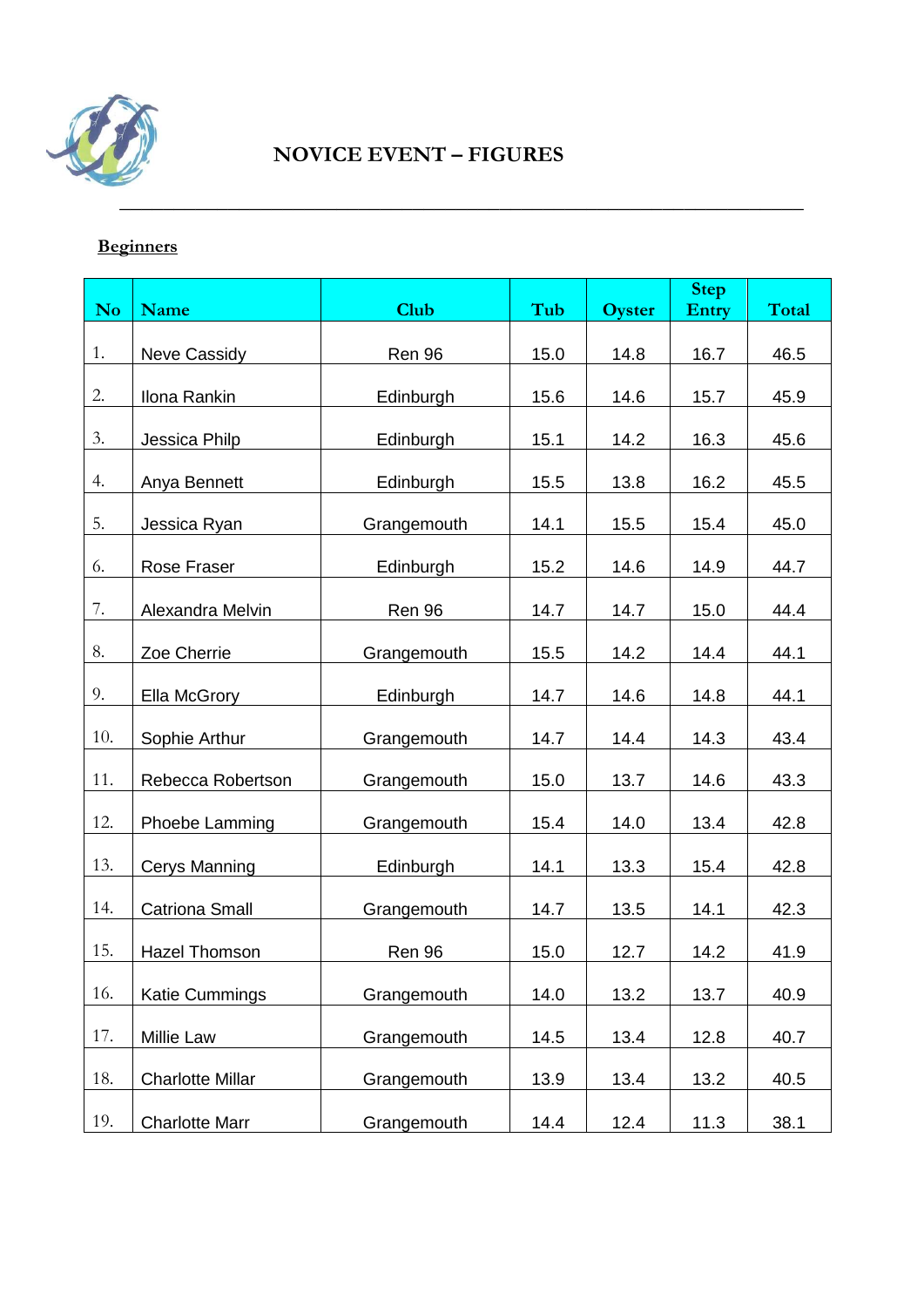# NOVICE EVENT – FIGURES

## Beginners

| No | Name | Club | Tub | Oyster | Step Entry | Total |
|---|---|---|---|---|---|---|
| 1. | Neve Cassidy | Ren 96 | 15.0 | 14.8 | 16.7 | 46.5 |
| 2. | Ilona Rankin | Edinburgh | 15.6 | 14.6 | 15.7 | 45.9 |
| 3. | Jessica Philp | Edinburgh | 15.1 | 14.2 | 16.3 | 45.6 |
| 4. | Anya Bennett | Edinburgh | 15.5 | 13.8 | 16.2 | 45.5 |
| 5. | Jessica Ryan | Grangemouth | 14.1 | 15.5 | 15.4 | 45.0 |
| 6. | Rose Fraser | Edinburgh | 15.2 | 14.6 | 14.9 | 44.7 |
| 7. | Alexandra Melvin | Ren 96 | 14.7 | 14.7 | 15.0 | 44.4 |
| 8. | Zoe Cherrie | Grangemouth | 15.5 | 14.2 | 14.4 | 44.1 |
| 9. | Ella McGrory | Edinburgh | 14.7 | 14.6 | 14.8 | 44.1 |
| 10. | Sophie Arthur | Grangemouth | 14.7 | 14.4 | 14.3 | 43.4 |
| 11. | Rebecca Robertson | Grangemouth | 15.0 | 13.7 | 14.6 | 43.3 |
| 12. | Phoebe Lamming | Grangemouth | 15.4 | 14.0 | 13.4 | 42.8 |
| 13. | Cerys Manning | Edinburgh | 14.1 | 13.3 | 15.4 | 42.8 |
| 14. | Catriona Small | Grangemouth | 14.7 | 13.5 | 14.1 | 42.3 |
| 15. | Hazel Thomson | Ren 96 | 15.0 | 12.7 | 14.2 | 41.9 |
| 16. | Katie Cummings | Grangemouth | 14.0 | 13.2 | 13.7 | 40.9 |
| 17. | Millie Law | Grangemouth | 14.5 | 13.4 | 12.8 | 40.7 |
| 18. | Charlotte Millar | Grangemouth | 13.9 | 13.4 | 13.2 | 40.5 |
| 19. | Charlotte Marr | Grangemouth | 14.4 | 12.4 | 11.3 | 38.1 |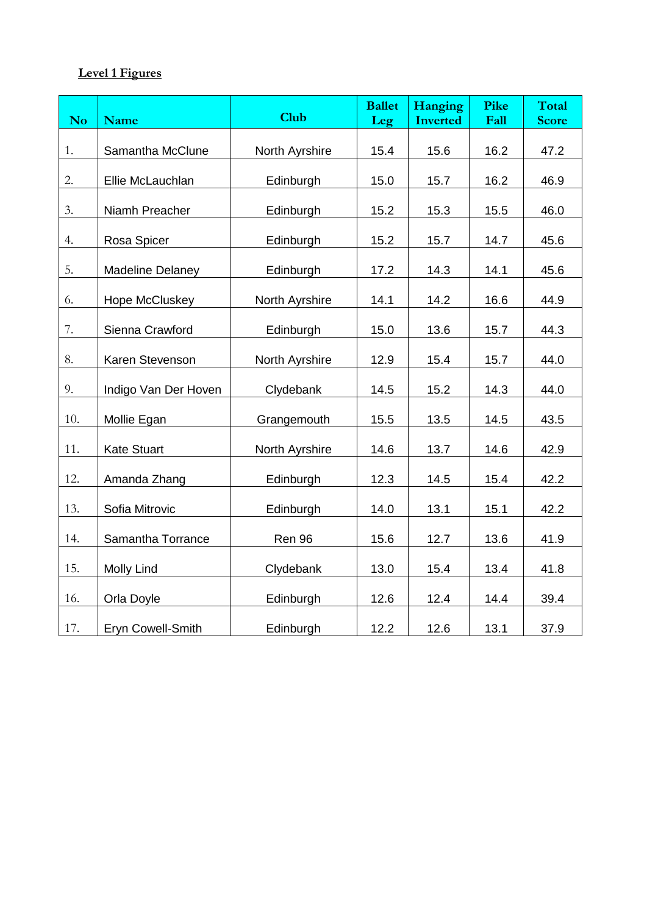**Level 1 Figures**

| No | Name | Club | Ballet Leg | Hanging Inverted | Pike Fall | Total Score |
|---|---|---|---|---|---|---|
| 1. | Samantha McClune | North Ayrshire | 15.4 | 15.6 | 16.2 | 47.2 |
| 2. | Ellie McLauchlan | Edinburgh | 15.0 | 15.7 | 16.2 | 46.9 |
| 3. | Niamh Preacher | Edinburgh | 15.2 | 15.3 | 15.5 | 46.0 |
| 4. | Rosa Spicer | Edinburgh | 15.2 | 15.7 | 14.7 | 45.6 |
| 5. | Madeline Delaney | Edinburgh | 17.2 | 14.3 | 14.1 | 45.6 |
| 6. | Hope McCluskey | North Ayrshire | 14.1 | 14.2 | 16.6 | 44.9 |
| 7. | Sienna Crawford | Edinburgh | 15.0 | 13.6 | 15.7 | 44.3 |
| 8. | Karen Stevenson | North Ayrshire | 12.9 | 15.4 | 15.7 | 44.0 |
| 9. | Indigo Van Der Hoven | Clydebank | 14.5 | 15.2 | 14.3 | 44.0 |
| 10. | Mollie Egan | Grangemouth | 15.5 | 13.5 | 14.5 | 43.5 |
| 11. | Kate Stuart | North Ayrshire | 14.6 | 13.7 | 14.6 | 42.9 |
| 12. | Amanda Zhang | Edinburgh | 12.3 | 14.5 | 15.4 | 42.2 |
| 13. | Sofia Mitrovic | Edinburgh | 14.0 | 13.1 | 15.1 | 42.2 |
| 14. | Samantha Torrance | Ren 96 | 15.6 | 12.7 | 13.6 | 41.9 |
| 15. | Molly Lind | Clydebank | 13.0 | 15.4 | 13.4 | 41.8 |
| 16. | Orla Doyle | Edinburgh | 12.6 | 12.4 | 14.4 | 39.4 |
| 17. | Eryn Cowell-Smith | Edinburgh | 12.2 | 12.6 | 13.1 | 37.9 |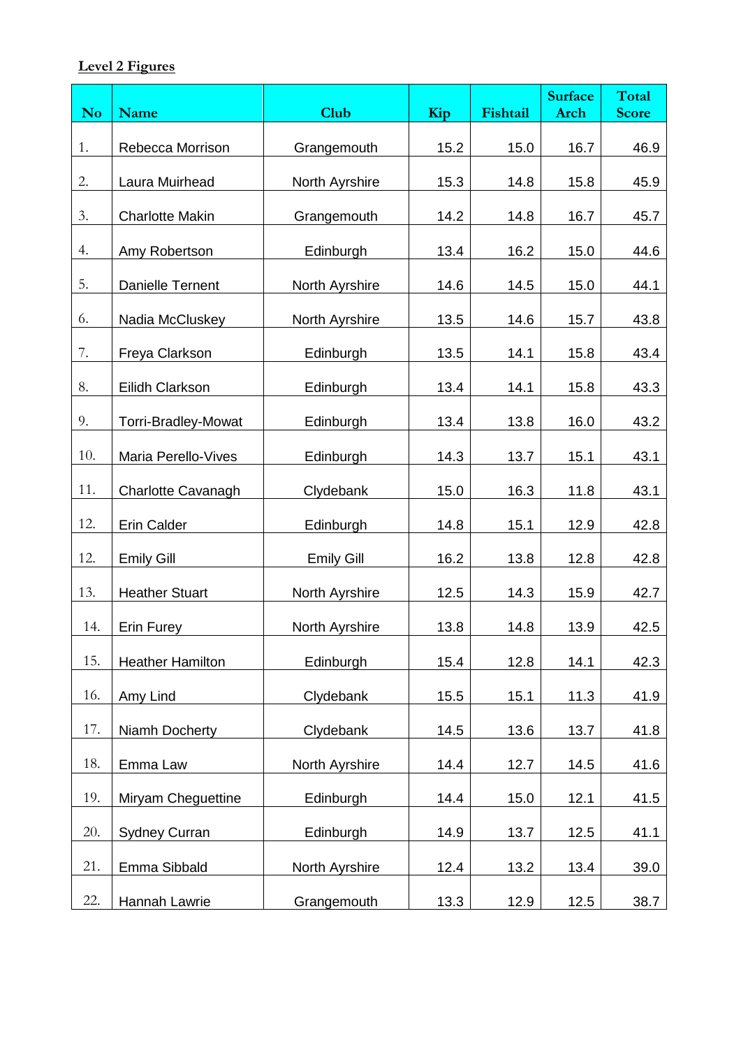**Level 2 Figures**

| No | Name | Club | Kip | Fishtail | Surface Arch | Total Score |
|---|---|---|---|---|---|---|
| 1. | Rebecca Morrison | Grangemouth | 15.2 | 15.0 | 16.7 | 46.9 |
| 2. | Laura Muirhead | North Ayrshire | 15.3 | 14.8 | 15.8 | 45.9 |
| 3. | Charlotte Makin | Grangemouth | 14.2 | 14.8 | 16.7 | 45.7 |
| 4. | Amy Robertson | Edinburgh | 13.4 | 16.2 | 15.0 | 44.6 |
| 5. | Danielle Ternent | North Ayrshire | 14.6 | 14.5 | 15.0 | 44.1 |
| 6. | Nadia McCluskey | North Ayrshire | 13.5 | 14.6 | 15.7 | 43.8 |
| 7. | Freya Clarkson | Edinburgh | 13.5 | 14.1 | 15.8 | 43.4 |
| 8. | Eilidh Clarkson | Edinburgh | 13.4 | 14.1 | 15.8 | 43.3 |
| 9. | Torri-Bradley-Mowat | Edinburgh | 13.4 | 13.8 | 16.0 | 43.2 |
| 10. | Maria Perello-Vives | Edinburgh | 14.3 | 13.7 | 15.1 | 43.1 |
| 11. | Charlotte Cavanagh | Clydebank | 15.0 | 16.3 | 11.8 | 43.1 |
| 12. | Erin Calder | Edinburgh | 14.8 | 15.1 | 12.9 | 42.8 |
| 12. | Emily Gill | Emily Gill | 16.2 | 13.8 | 12.8 | 42.8 |
| 13. | Heather Stuart | North Ayrshire | 12.5 | 14.3 | 15.9 | 42.7 |
| 14. | Erin Furey | North Ayrshire | 13.8 | 14.8 | 13.9 | 42.5 |
| 15. | Heather Hamilton | Edinburgh | 15.4 | 12.8 | 14.1 | 42.3 |
| 16. | Amy Lind | Clydebank | 15.5 | 15.1 | 11.3 | 41.9 |
| 17. | Niamh Docherty | Clydebank | 14.5 | 13.6 | 13.7 | 41.8 |
| 18. | Emma Law | North Ayrshire | 14.4 | 12.7 | 14.5 | 41.6 |
| 19. | Miryam Cheguettine | Edinburgh | 14.4 | 15.0 | 12.1 | 41.5 |
| 20. | Sydney Curran | Edinburgh | 14.9 | 13.7 | 12.5 | 41.1 |
| 21. | Emma Sibbald | North Ayrshire | 12.4 | 13.2 | 13.4 | 39.0 |
| 22. | Hannah Lawrie | Grangemouth | 13.3 | 12.9 | 12.5 | 38.7 |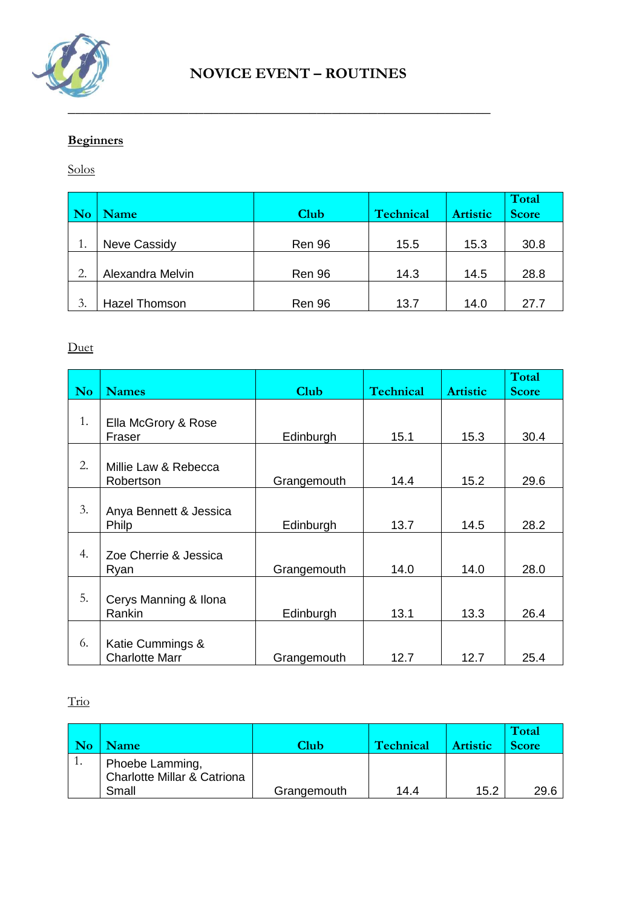# NOVICE EVENT – ROUTINES

## Beginners

### Solos

| No | Name | Club | Technical | Artistic | Total Score |
|---|---|---|---|---|---|
| 1. | Neve Cassidy | Ren 96 | 15.5 | 15.3 | 30.8 |
| 2. | Alexandra Melvin | Ren 96 | 14.3 | 14.5 | 28.8 |
| 3. | Hazel Thomson | Ren 96 | 13.7 | 14.0 | 27.7 |

### Duet

| No | Names | Club | Technical | Artistic | Total Score |
|---|---|---|---|---|---|
| 1. | Ella McGrory & Rose Fraser | Edinburgh | 15.1 | 15.3 | 30.4 |
| 2. | Millie Law & Rebecca Robertson | Grangemouth | 14.4 | 15.2 | 29.6 |
| 3. | Anya Bennett & Jessica Philp | Edinburgh | 13.7 | 14.5 | 28.2 |
| 4. | Zoe Cherrie & Jessica Ryan | Grangemouth | 14.0 | 14.0 | 28.0 |
| 5. | Cerys Manning & Ilona Rankin | Edinburgh | 13.1 | 13.3 | 26.4 |
| 6. | Katie Cummings & Charlotte Marr | Grangemouth | 12.7 | 12.7 | 25.4 |

### Trio

| No | Name | Club | Technical | Artistic | Total Score |
|---|---|---|---|---|---|
| 1. | Phoebe Lamming, Charlotte Millar & Catriona Small | Grangemouth | 14.4 | 15.2 | 29.6 |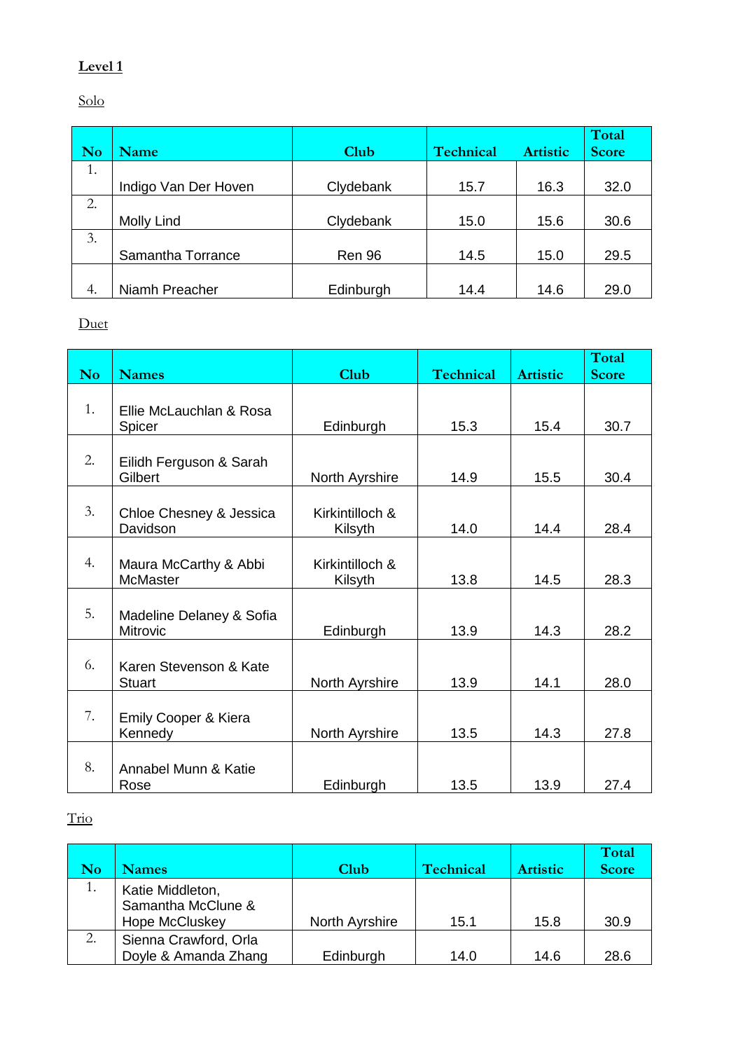**Level 1**

Solo

| No | Name | Club | Technical | Artistic | Total Score |
|---|---|---|---|---|---|
| 1. | Indigo Van Der Hoven | Clydebank | 15.7 | 16.3 | 32.0 |
| 2. | Molly Lind | Clydebank | 15.0 | 15.6 | 30.6 |
| 3. | Samantha Torrance | Ren 96 | 14.5 | 15.0 | 29.5 |
| 4. | Niamh Preacher | Edinburgh | 14.4 | 14.6 | 29.0 |

Duet

| No | Names | Club | Technical | Artistic | Total Score |
|---|---|---|---|---|---|
| 1. | Ellie McLauchlan & Rosa Spicer | Edinburgh | 15.3 | 15.4 | 30.7 |
| 2. | Eilidh Ferguson & Sarah Gilbert | North Ayrshire | 14.9 | 15.5 | 30.4 |
| 3. | Chloe Chesney & Jessica Davidson | Kirkintilloch & Kilsyth | 14.0 | 14.4 | 28.4 |
| 4. | Maura McCarthy & Abbi McMaster | Kirkintilloch & Kilsyth | 13.8 | 14.5 | 28.3 |
| 5. | Madeline Delaney & Sofia Mitrovic | Edinburgh | 13.9 | 14.3 | 28.2 |
| 6. | Karen Stevenson & Kate Stuart | North Ayrshire | 13.9 | 14.1 | 28.0 |
| 7. | Emily Cooper & Kiera Kennedy | North Ayrshire | 13.5 | 14.3 | 27.8 |
| 8. | Annabel Munn & Katie Rose | Edinburgh | 13.5 | 13.9 | 27.4 |

Trio

| No | Names | Club | Technical | Artistic | Total Score |
|---|---|---|---|---|---|
| 1. | Katie Middleton, Samantha McClune & Hope McCluskey | North Ayrshire | 15.1 | 15.8 | 30.9 |
| 2. | Sienna Crawford, Orla Doyle & Amanda Zhang | Edinburgh | 14.0 | 14.6 | 28.6 |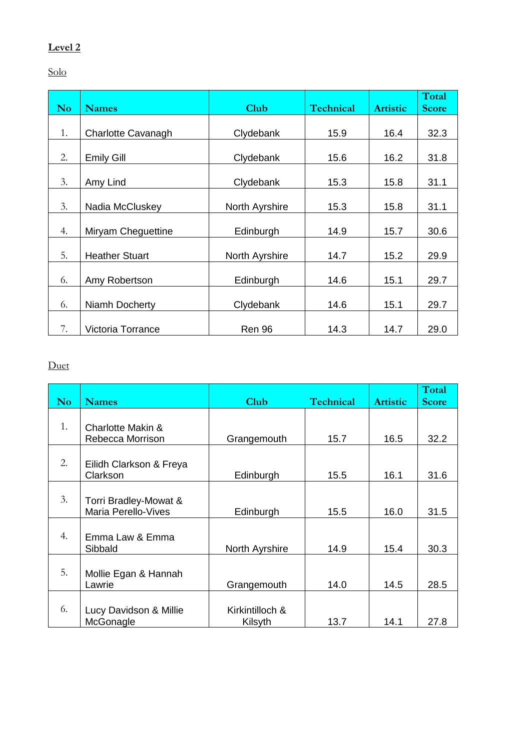## Level 2

### Solo

| No | Names | Club | Technical | Artistic | Total Score |
|---|---|---|---|---|---|
| 1. | Charlotte Cavanagh | Clydebank | 15.9 | 16.4 | 32.3 |
| 2. | Emily Gill | Clydebank | 15.6 | 16.2 | 31.8 |
| 3. | Amy Lind | Clydebank | 15.3 | 15.8 | 31.1 |
| 3. | Nadia McCluskey | North Ayrshire | 15.3 | 15.8 | 31.1 |
| 4. | Miryam Cheguettine | Edinburgh | 14.9 | 15.7 | 30.6 |
| 5. | Heather Stuart | North Ayrshire | 14.7 | 15.2 | 29.9 |
| 6. | Amy Robertson | Edinburgh | 14.6 | 15.1 | 29.7 |
| 6. | Niamh Docherty | Clydebank | 14.6 | 15.1 | 29.7 |
| 7. | Victoria Torrance | Ren 96 | 14.3 | 14.7 | 29.0 |

### Duet

| No | Names | Club | Technical | Artistic | Total Score |
|---|---|---|---|---|---|
| 1. | Charlotte Makin & Rebecca Morrison | Grangemouth | 15.7 | 16.5 | 32.2 |
| 2. | Eilidh Clarkson & Freya Clarkson | Edinburgh | 15.5 | 16.1 | 31.6 |
| 3. | Torri Bradley-Mowat & Maria Perello-Vives | Edinburgh | 15.5 | 16.0 | 31.5 |
| 4. | Emma Law & Emma Sibbald | North Ayrshire | 14.9 | 15.4 | 30.3 |
| 5. | Mollie Egan & Hannah Lawrie | Grangemouth | 14.0 | 14.5 | 28.5 |
| 6. | Lucy Davidson & Millie McGonagle | Kirkintilloch & Kilsyth | 13.7 | 14.1 | 27.8 |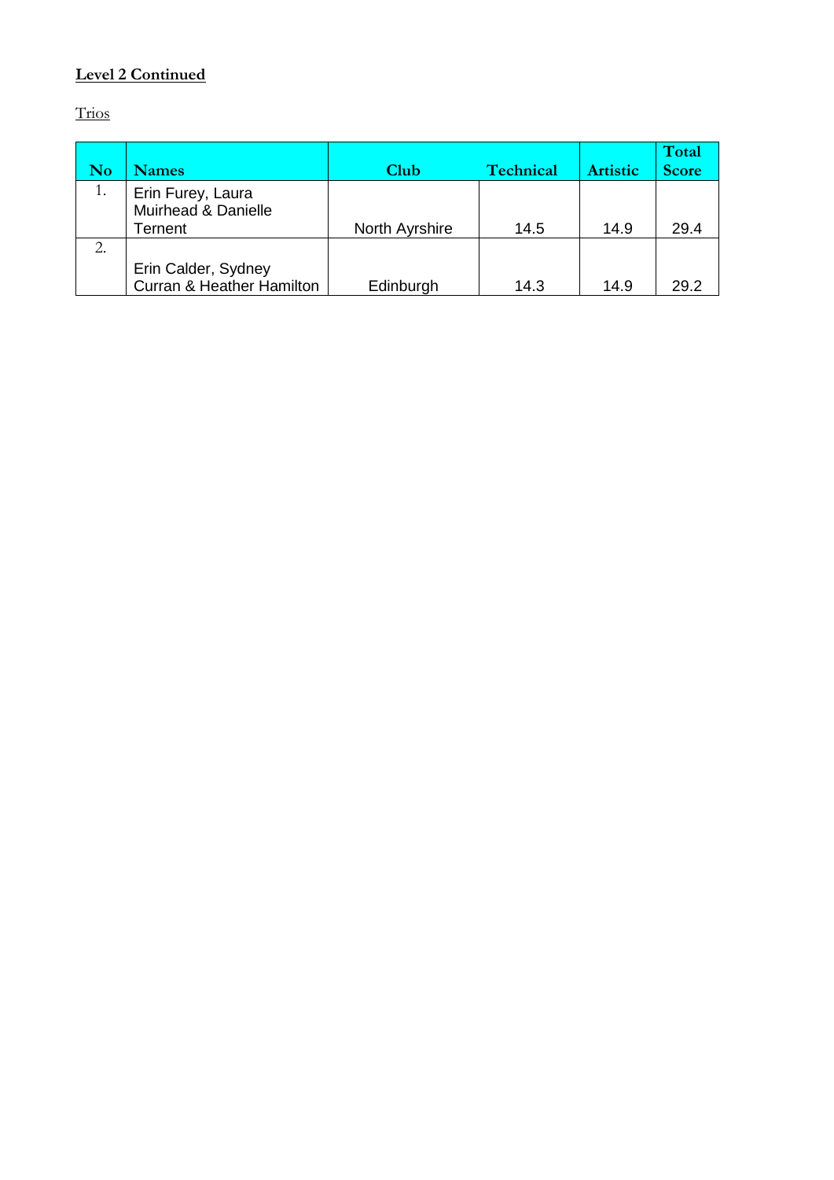**<u>Level 2 Continued</u>**

<u>Trios</u>

| No | Names | Club | Technical | Artistic | Total Score |
|---|---|---|---|---|---|
| 1. | Erin Furey, Laura Muirhead & Danielle Ternent | North Ayrshire | 14.5 | 14.9 | 29.4 |
| 2. | Erin Calder, Sydney Curran & Heather Hamilton | Edinburgh | 14.3 | 14.9 | 29.2 |